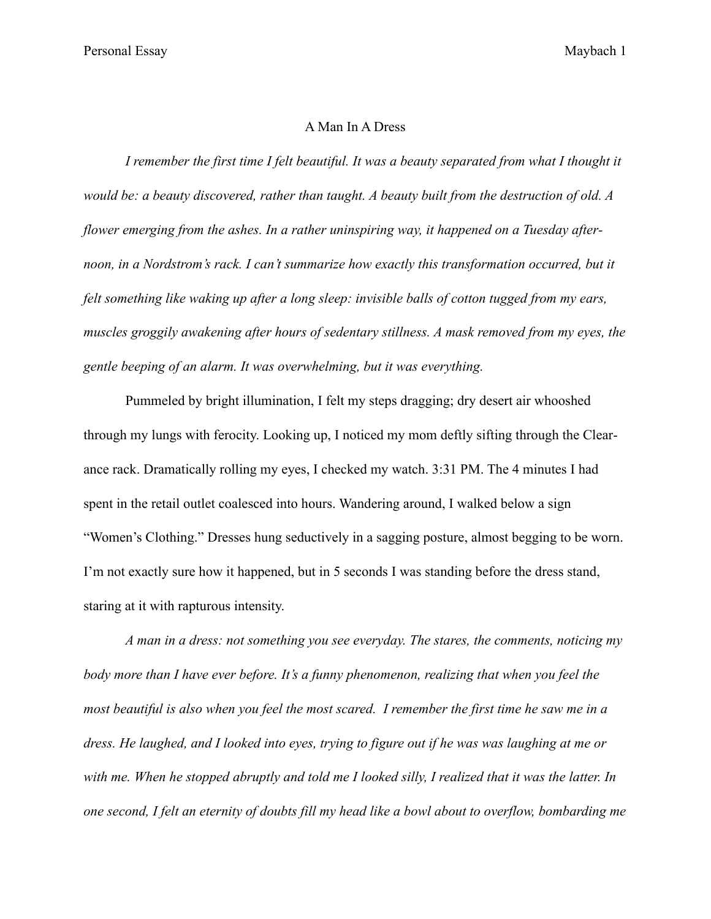# A Man In A Dress

*I remember the first time I felt beautiful. It was a beauty separated from what I thought it would be: a beauty discovered, rather than taught. A beauty built from the destruction of old. A flower emerging from the ashes. In a rather uninspiring way, it happened on a Tuesday afternoon, in a Nordstrom's rack. I can't summarize how exactly this transformation occurred, but it felt something like waking up after a long sleep: invisible balls of cotton tugged from my ears, muscles groggily awakening after hours of sedentary stillness. A mask removed from my eyes, the gentle beeping of an alarm. It was overwhelming, but it was everything.*

Pummeled by bright illumination, I felt my steps dragging; dry desert air whooshed through my lungs with ferocity. Looking up, I noticed my mom deftly sifting through the Clearance rack. Dramatically rolling my eyes, I checked my watch. 3:31 PM. The 4 minutes I had spent in the retail outlet coalesced into hours. Wandering around, I walked below a sign "Women's Clothing." Dresses hung seductively in a sagging posture, almost begging to be worn. I'm not exactly sure how it happened, but in 5 seconds I was standing before the dress stand, staring at it with rapturous intensity.

*A man in a dress: not something you see everyday. The stares, the comments, noticing my body more than I have ever before. It's a funny phenomenon, realizing that when you feel the most beautiful is also when you feel the most scared. I remember the first time he saw me in a dress. He laughed, and I looked into eyes, trying to figure out if he was was laughing at me or with me. When he stopped abruptly and told me I looked silly, I realized that it was the latter. In one second, I felt an eternity of doubts fill my head like a bowl about to overflow, bombarding me*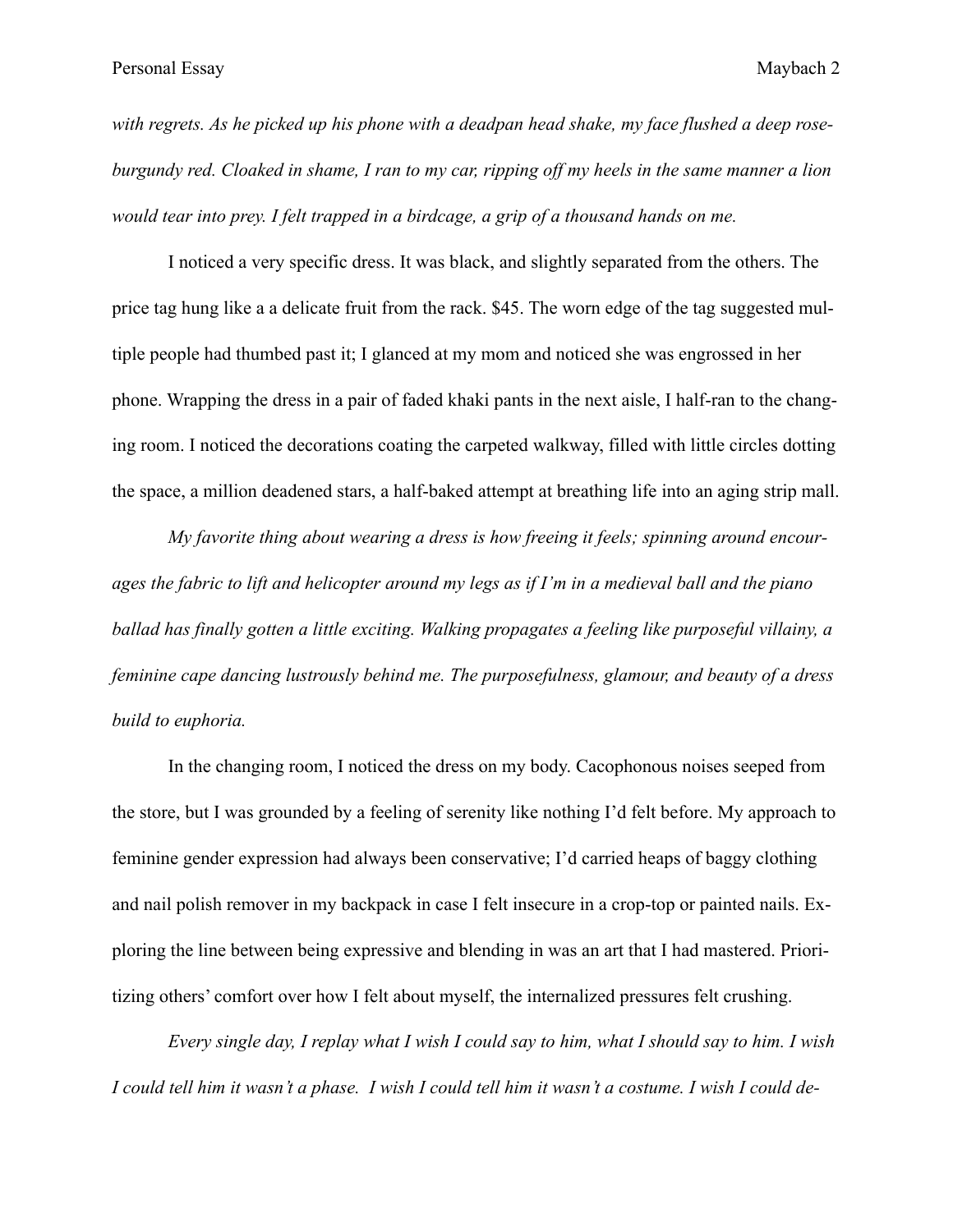*with regrets. As he picked up his phone with a deadpan head shake, my face flushed a deep rose-burgundy red. Cloaked in shame, I ran to my car, ripping off my heels in the same manner a lion would tear into prey. I felt trapped in a birdcage, a grip of a thousand hands on me.*

I noticed a very specific dress. It was black, and slightly separated from the others. The price tag hung like a a delicate fruit from the rack. $45. The worn edge of the tag suggested multiple people had thumbed past it; I glanced at my mom and noticed she was engrossed in her phone. Wrapping the dress in a pair of faded khaki pants in the next aisle, I half-ran to the changing room. I noticed the decorations coating the carpeted walkway, filled with little circles dotting the space, a million deadened stars, a half-baked attempt at breathing life into an aging strip mall.

*My favorite thing about wearing a dress is how freeing it feels; spinning around encourages the fabric to lift and helicopter around my legs as if I'm in a medieval ball and the piano ballad has finally gotten a little exciting. Walking propagates a feeling like purposeful villainy, a feminine cape dancing lustrously behind me. The purposefulness, glamour, and beauty of a dress build to euphoria.*

In the changing room, I noticed the dress on my body. Cacophonous noises seeped from the store, but I was grounded by a feeling of serenity like nothing I'd felt before. My approach to feminine gender expression had always been conservative; I'd carried heaps of baggy clothing and nail polish remover in my backpack in case I felt insecure in a crop-top or painted nails. Exploring the line between being expressive and blending in was an art that I had mastered. Prioritizing others' comfort over how I felt about myself, the internalized pressures felt crushing.

*Every single day, I replay what I wish I could say to him, what I should say to him. I wish I could tell him it wasn't a phase. I wish I could tell him it wasn't a costume. I wish I could de-*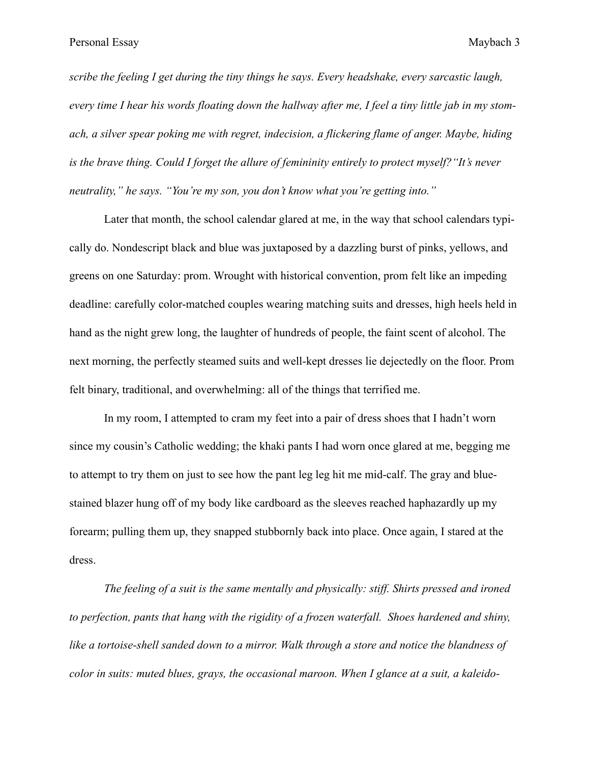*scribe the feeling I get during the tiny things he says. Every headshake, every sarcastic laugh, every time I hear his words floating down the hallway after me, I feel a tiny little jab in my stomach, a silver spear poking me with regret, indecision, a flickering flame of anger. Maybe, hiding is the brave thing. Could I forget the allure of femininity entirely to protect myself?"It's never neutrality," he says. "You're my son, you don't know what you're getting into."*

Later that month, the school calendar glared at me, in the way that school calendars typically do. Nondescript black and blue was juxtaposed by a dazzling burst of pinks, yellows, and greens on one Saturday: prom. Wrought with historical convention, prom felt like an impeding deadline: carefully color-matched couples wearing matching suits and dresses, high heels held in hand as the night grew long, the laughter of hundreds of people, the faint scent of alcohol. The next morning, the perfectly steamed suits and well-kept dresses lie dejectedly on the floor. Prom felt binary, traditional, and overwhelming: all of the things that terrified me.

In my room, I attempted to cram my feet into a pair of dress shoes that I hadn't worn since my cousin's Catholic wedding; the khaki pants I had worn once glared at me, begging me to attempt to try them on just to see how the pant leg leg hit me mid-calf. The gray and blue-stained blazer hung off of my body like cardboard as the sleeves reached haphazardly up my forearm; pulling them up, they snapped stubbornly back into place. Once again, I stared at the dress.

*The feeling of a suit is the same mentally and physically: stiff. Shirts pressed and ironed to perfection, pants that hang with the rigidity of a frozen waterfall. Shoes hardened and shiny, like a tortoise-shell sanded down to a mirror. Walk through a store and notice the blandness of color in suits: muted blues, grays, the occasional maroon. When I glance at a suit, a kaleido-*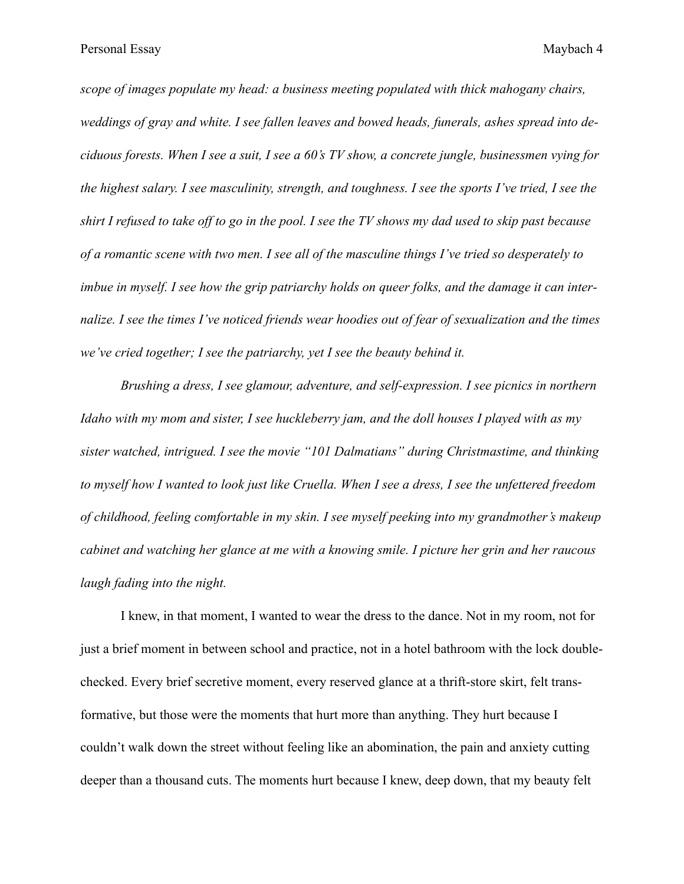*scope of images populate my head: a business meeting populated with thick mahogany chairs, weddings of gray and white. I see fallen leaves and bowed heads, funerals, ashes spread into deciduous forests. When I see a suit, I see a 60's TV show, a concrete jungle, businessmen vying for the highest salary. I see masculinity, strength, and toughness. I see the sports I've tried, I see the shirt I refused to take off to go in the pool. I see the TV shows my dad used to skip past because of a romantic scene with two men. I see all of the masculine things I've tried so desperately to imbue in myself. I see how the grip patriarchy holds on queer folks, and the damage it can internalize. I see the times I've noticed friends wear hoodies out of fear of sexualization and the times we've cried together; I see the patriarchy, yet I see the beauty behind it.*

*Brushing a dress, I see glamour, adventure, and self-expression. I see picnics in northern Idaho with my mom and sister, I see huckleberry jam, and the doll houses I played with as my sister watched, intrigued. I see the movie "101 Dalmatians" during Christmastime, and thinking to myself how I wanted to look just like Cruella. When I see a dress, I see the unfettered freedom of childhood, feeling comfortable in my skin. I see myself peeking into my grandmother's makeup cabinet and watching her glance at me with a knowing smile. I picture her grin and her raucous laugh fading into the night.*

I knew, in that moment, I wanted to wear the dress to the dance. Not in my room, not for just a brief moment in between school and practice, not in a hotel bathroom with the lock double-checked. Every brief secretive moment, every reserved glance at a thrift-store skirt, felt transformative, but those were the moments that hurt more than anything. They hurt because I couldn't walk down the street without feeling like an abomination, the pain and anxiety cutting deeper than a thousand cuts. The moments hurt because I knew, deep down, that my beauty felt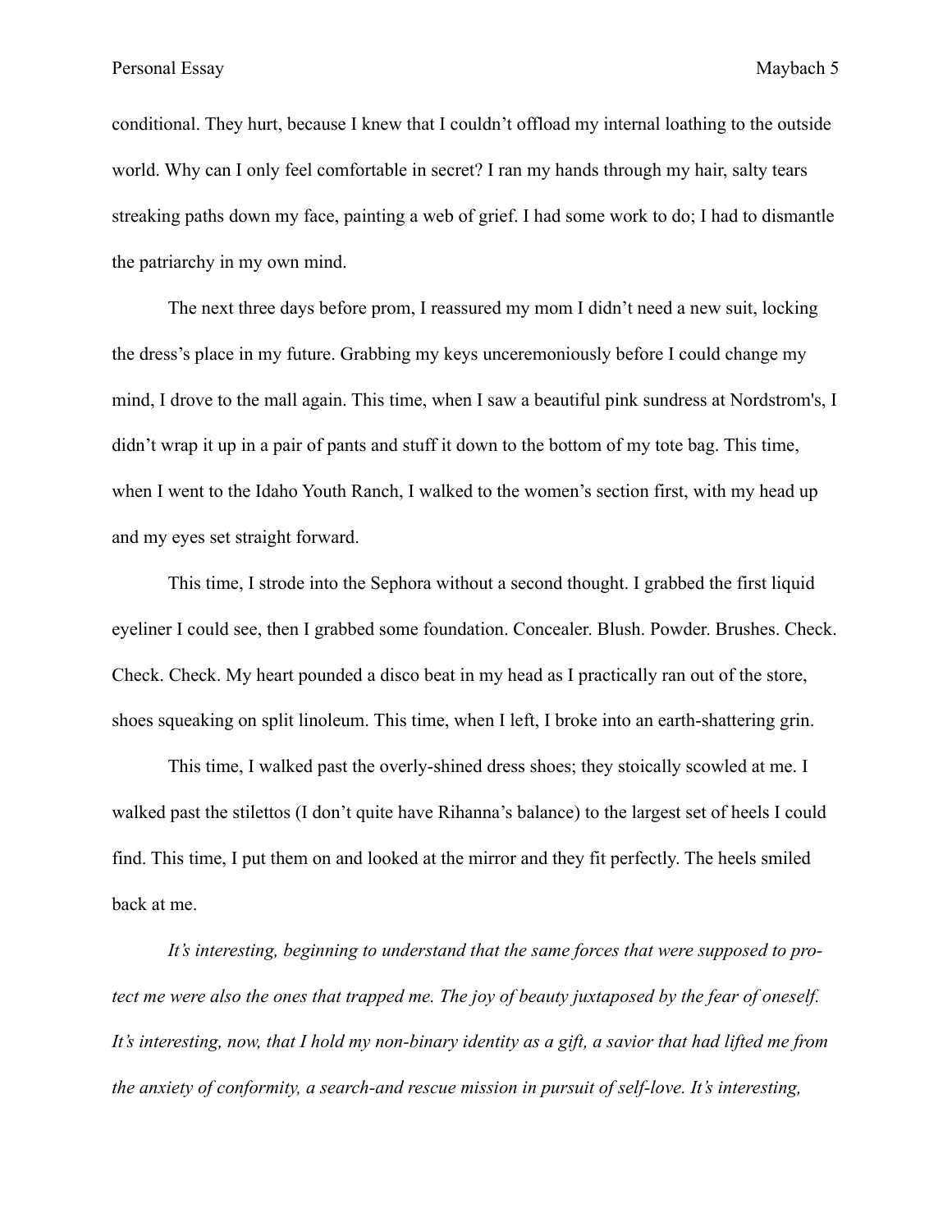conditional. They hurt, because I knew that I couldn't offload my internal loathing to the outside world. Why can I only feel comfortable in secret? I ran my hands through my hair, salty tears streaking paths down my face, painting a web of grief. I had some work to do; I had to dismantle the patriarchy in my own mind.

The next three days before prom, I reassured my mom I didn't need a new suit, locking the dress's place in my future. Grabbing my keys unceremoniously before I could change my mind, I drove to the mall again. This time, when I saw a beautiful pink sundress at Nordstrom's, I didn't wrap it up in a pair of pants and stuff it down to the bottom of my tote bag. This time, when I went to the Idaho Youth Ranch, I walked to the women's section first, with my head up and my eyes set straight forward.

This time, I strode into the Sephora without a second thought. I grabbed the first liquid eyeliner I could see, then I grabbed some foundation. Concealer. Blush. Powder. Brushes. Check. Check. Check. My heart pounded a disco beat in my head as I practically ran out of the store, shoes squeaking on split linoleum. This time, when I left, I broke into an earth-shattering grin.

This time, I walked past the overly-shined dress shoes; they stoically scowled at me. I walked past the stilettos (I don't quite have Rihanna's balance) to the largest set of heels I could find. This time, I put them on and looked at the mirror and they fit perfectly. The heels smiled back at me.

*It's interesting, beginning to understand that the same forces that were supposed to protect me were also the ones that trapped me. The joy of beauty juxtaposed by the fear of oneself. It's interesting, now, that I hold my non-binary identity as a gift, a savior that had lifted me from the anxiety of conformity, a search-and rescue mission in pursuit of self-love. It's interesting,*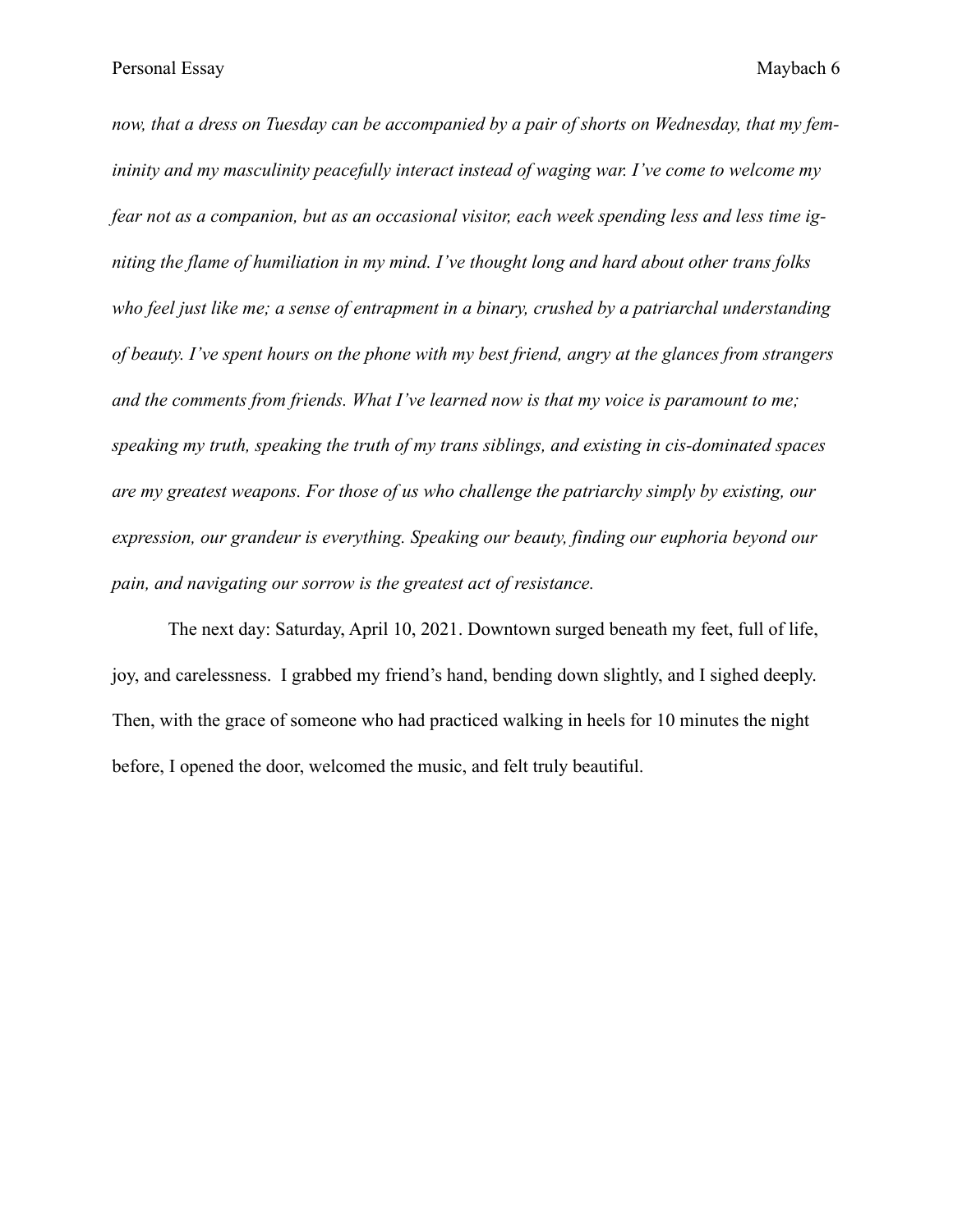*now, that a dress on Tuesday can be accompanied by a pair of shorts on Wednesday, that my femininity and my masculinity peacefully interact instead of waging war. I've come to welcome my fear not as a companion, but as an occasional visitor, each week spending less and less time igniting the flame of humiliation in my mind. I've thought long and hard about other trans folks who feel just like me; a sense of entrapment in a binary, crushed by a patriarchal understanding of beauty. I've spent hours on the phone with my best friend, angry at the glances from strangers and the comments from friends. What I've learned now is that my voice is paramount to me; speaking my truth, speaking the truth of my trans siblings, and existing in cis-dominated spaces are my greatest weapons. For those of us who challenge the patriarchy simply by existing, our expression, our grandeur is everything. Speaking our beauty, finding our euphoria beyond our pain, and navigating our sorrow is the greatest act of resistance.*

The next day: Saturday, April 10, 2021. Downtown surged beneath my feet, full of life, joy, and carelessness. I grabbed my friend's hand, bending down slightly, and I sighed deeply. Then, with the grace of someone who had practiced walking in heels for 10 minutes the night before, I opened the door, welcomed the music, and felt truly beautiful.